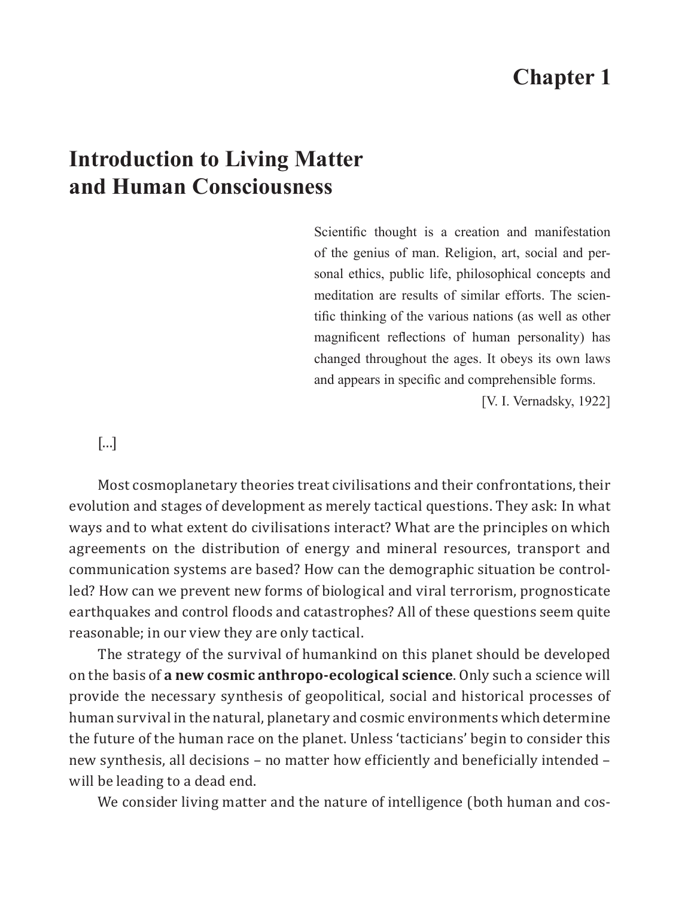# Chapter 1

## Introduction to Living Matter and Human Consciousness

> Scientific thought is a creation and manifestation of the genius of man. Religion, art, social and personal ethics, public life, philosophical concepts and meditation are results of similar efforts. The scientific thinking of the various nations (as well as other magnificent reflections of human personality) has changed throughout the ages. It obeys its own laws and appears in specific and comprehensible forms.
>
> [V. I. Vernadsky, 1922]

[...]

Most cosmoplanetary theories treat civilisations and their confrontations, their evolution and stages of development as merely tactical questions. They ask: In what ways and to what extent do civilisations interact? What are the principles on which agreements on the distribution of energy and mineral resources, transport and communication systems are based? How can the demographic situation be controlled? How can we prevent new forms of biological and viral terrorism, prognosticate earthquakes and control floods and catastrophes? All of these questions seem quite reasonable; in our view they are only tactical.

The strategy of the survival of humankind on this planet should be developed on the basis of **a new cosmic anthropo-ecological science**. Only such a science will provide the necessary synthesis of geopolitical, social and historical processes of human survival in the natural, planetary and cosmic environments which determine the future of the human race on the planet. Unless 'tacticians' begin to consider this new synthesis, all decisions – no matter how efficiently and beneficially intended – will be leading to a dead end.

We consider living matter and the nature of intelligence (both human and cos-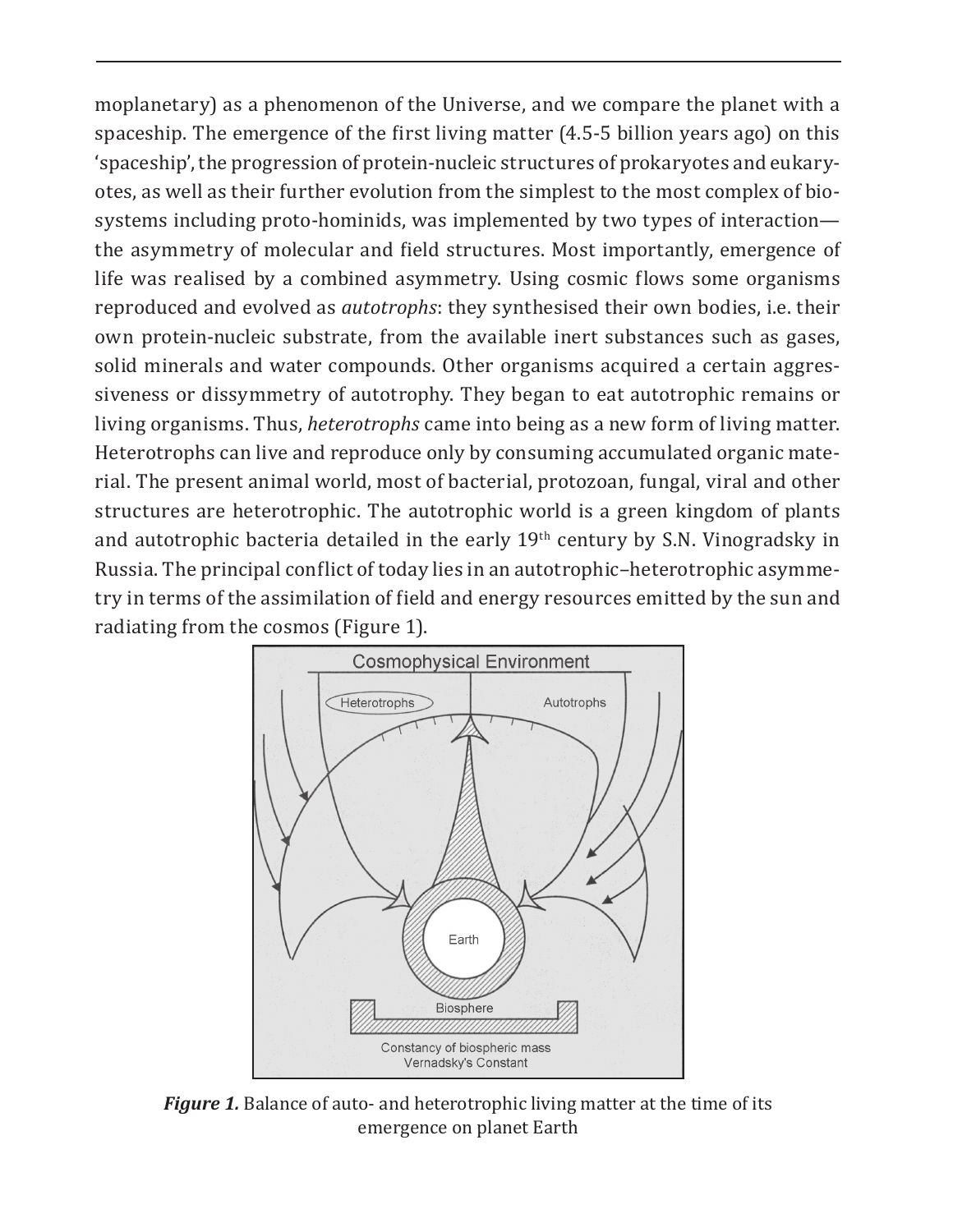moplanetary) as a phenomenon of the Universe, and we compare the planet with a spaceship. The emergence of the first living matter (4.5-5 billion years ago) on this 'spaceship', the progression of protein-nucleic structures of prokaryotes and eukaryotes, as well as their further evolution from the simplest to the most complex of biosystems including proto-hominids, was implemented by two types of interaction—the asymmetry of molecular and field structures. Most importantly, emergence of life was realised by a combined asymmetry. Using cosmic flows some organisms reproduced and evolved as *autotrophs*: they synthesised their own bodies, i.e. their own protein-nucleic substrate, from the available inert substances such as gases, solid minerals and water compounds. Other organisms acquired a certain aggressiveness or dissymmetry of autotrophy. They began to eat autotrophic remains or living organisms. Thus, *heterotrophs* came into being as a new form of living matter. Heterotrophs can live and reproduce only by consuming accumulated organic material. The present animal world, most of bacterial, protozoan, fungal, viral and other structures are heterotrophic. The autotrophic world is a green kingdom of plants and autotrophic bacteria detailed in the early 19th century by S.N. Vinogradsky in Russia. The principal conflict of today lies in an autotrophic–heterotrophic asymmetry in terms of the assimilation of field and energy resources emitted by the sun and radiating from the cosmos (Figure 1).

***Figure 1.*** Balance of auto- and heterotrophic living matter at the time of its emergence on planet Earth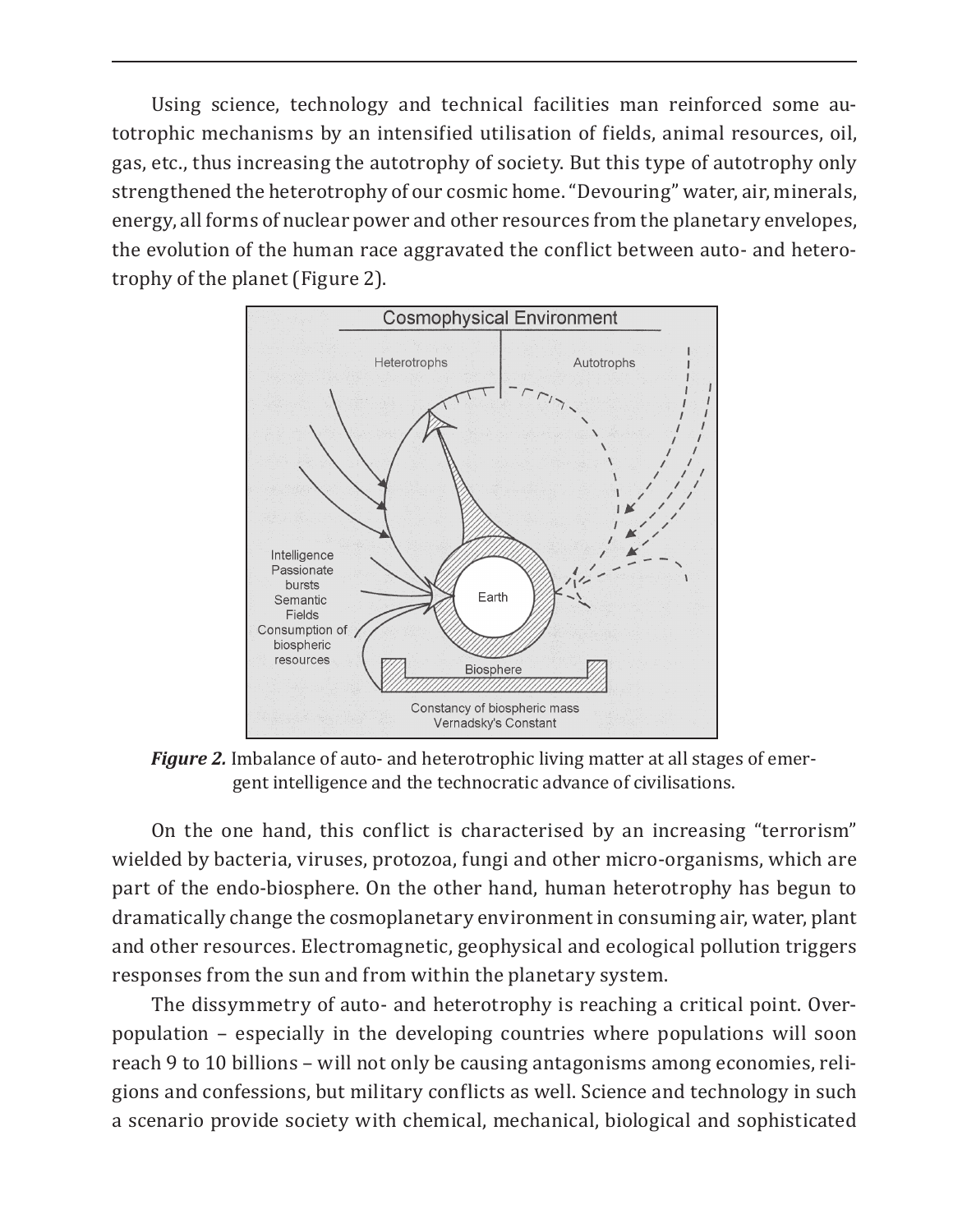Using science, technology and technical facilities man reinforced some autotrophic mechanisms by an intensified utilisation of fields, animal resources, oil, gas, etc., thus increasing the autotrophy of society. But this type of autotrophy only strengthened the heterotrophy of our cosmic home. "Devouring" water, air, minerals, energy, all forms of nuclear power and other resources from the planetary envelopes, the evolution of the human race aggravated the conflict between auto- and heterotrophy of the planet (Figure 2).

***Figure 2.*** Imbalance of auto- and heterotrophic living matter at all stages of emergent intelligence and the technocratic advance of civilisations.

On the one hand, this conflict is characterised by an increasing "terrorism" wielded by bacteria, viruses, protozoa, fungi and other micro-organisms, which are part of the endo-biosphere. On the other hand, human heterotrophy has begun to dramatically change the cosmoplanetary environment in consuming air, water, plant and other resources. Electromagnetic, geophysical and ecological pollution triggers responses from the sun and from within the planetary system.

The dissymmetry of auto- and heterotrophy is reaching a critical point. Overpopulation – especially in the developing countries where populations will soon reach 9 to 10 billions – will not only be causing antagonisms among economies, religions and confessions, but military conflicts as well. Science and technology in such a scenario provide society with chemical, mechanical, biological and sophisticated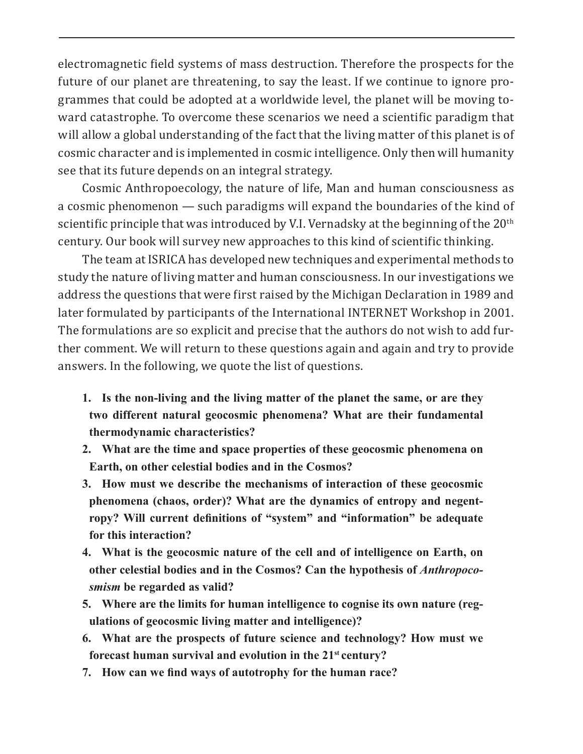electromagnetic field systems of mass destruction. Therefore the prospects for the future of our planet are threatening, to say the least. If we continue to ignore programmes that could be adopted at a worldwide level, the planet will be moving toward catastrophe. To overcome these scenarios we need a scientific paradigm that will allow a global understanding of the fact that the living matter of this planet is of cosmic character and is implemented in cosmic intelligence. Only then will humanity see that its future depends on an integral strategy.

Cosmic Anthropoecology, the nature of life, Man and human consciousness as a cosmic phenomenon — such paradigms will expand the boundaries of the kind of scientific principle that was introduced by V.I. Vernadsky at the beginning of the 20th century. Our book will survey new approaches to this kind of scientific thinking.

The team at ISRICA has developed new techniques and experimental methods to study the nature of living matter and human consciousness. In our investigations we address the questions that were first raised by the Michigan Declaration in 1989 and later formulated by participants of the International INTERNET Workshop in 2001. The formulations are so explicit and precise that the authors do not wish to add further comment. We will return to these questions again and again and try to provide answers. In the following, we quote the list of questions.

1. **Is the non-living and the living matter of the planet the same, or are they two different natural geocosmic phenomena? What are their fundamental thermodynamic characteristics?**
2. **What are the time and space properties of these geocosmic phenomena on Earth, on other celestial bodies and in the Cosmos?**
3. **How must we describe the mechanisms of interaction of these geocosmic phenomena (chaos, order)? What are the dynamics of entropy and negentropy? Will current definitions of "system" and "information" be adequate for this interaction?**
4. **What is the geocosmic nature of the cell and of intelligence on Earth, on other celestial bodies and in the Cosmos? Can the hypothesis of *Anthropocosmism* be regarded as valid?**
5. **Where are the limits for human intelligence to cognise its own nature (regulations of geocosmic living matter and intelligence)?**
6. **What are the prospects of future science and technology? How must we forecast human survival and evolution in the 21st century?**
7. **How can we find ways of autotrophy for the human race?**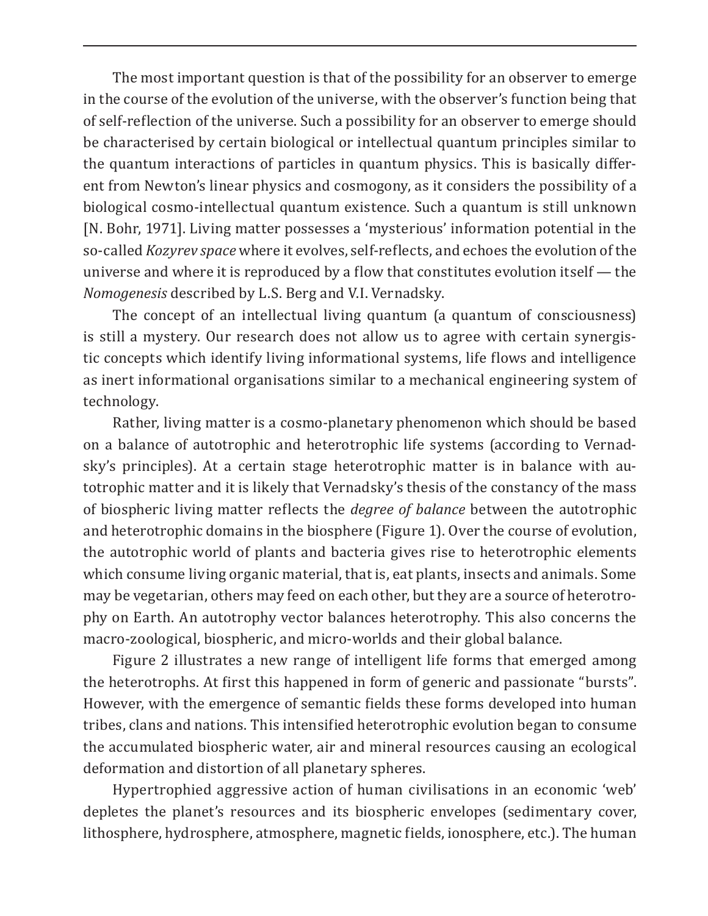The most important question is that of the possibility for an observer to emerge in the course of the evolution of the universe, with the observer's function being that of self-reflection of the universe. Such a possibility for an observer to emerge should be characterised by certain biological or intellectual quantum principles similar to the quantum interactions of particles in quantum physics. This is basically different from Newton's linear physics and cosmogony, as it considers the possibility of a biological cosmo-intellectual quantum existence. Such a quantum is still unknown [N. Bohr, 1971]. Living matter possesses a 'mysterious' information potential in the so-called *Kozyrev space* where it evolves, self-reflects, and echoes the evolution of the universe and where it is reproduced by a flow that constitutes evolution itself — the *Nomogenesis* described by L.S. Berg and V.I. Vernadsky.

The concept of an intellectual living quantum (a quantum of consciousness) is still a mystery. Our research does not allow us to agree with certain synergistic concepts which identify living informational systems, life flows and intelligence as inert informational organisations similar to a mechanical engineering system of technology.

Rather, living matter is a cosmo-planetary phenomenon which should be based on a balance of autotrophic and heterotrophic life systems (according to Vernadsky's principles). At a certain stage heterotrophic matter is in balance with autotrophic matter and it is likely that Vernadsky's thesis of the constancy of the mass of biospheric living matter reflects the *degree of balance* between the autotrophic and heterotrophic domains in the biosphere (Figure 1). Over the course of evolution, the autotrophic world of plants and bacteria gives rise to heterotrophic elements which consume living organic material, that is, eat plants, insects and animals. Some may be vegetarian, others may feed on each other, but they are a source of heterotrophy on Earth. An autotrophy vector balances heterotrophy. This also concerns the macro-zoological, biospheric, and micro-worlds and their global balance.

Figure 2 illustrates a new range of intelligent life forms that emerged among the heterotrophs. At first this happened in form of generic and passionate "bursts". However, with the emergence of semantic fields these forms developed into human tribes, clans and nations. This intensified heterotrophic evolution began to consume the accumulated biospheric water, air and mineral resources causing an ecological deformation and distortion of all planetary spheres.

Hypertrophied aggressive action of human civilisations in an economic 'web' depletes the planet's resources and its biospheric envelopes (sedimentary cover, lithosphere, hydrosphere, atmosphere, magnetic fields, ionosphere, etc.). The human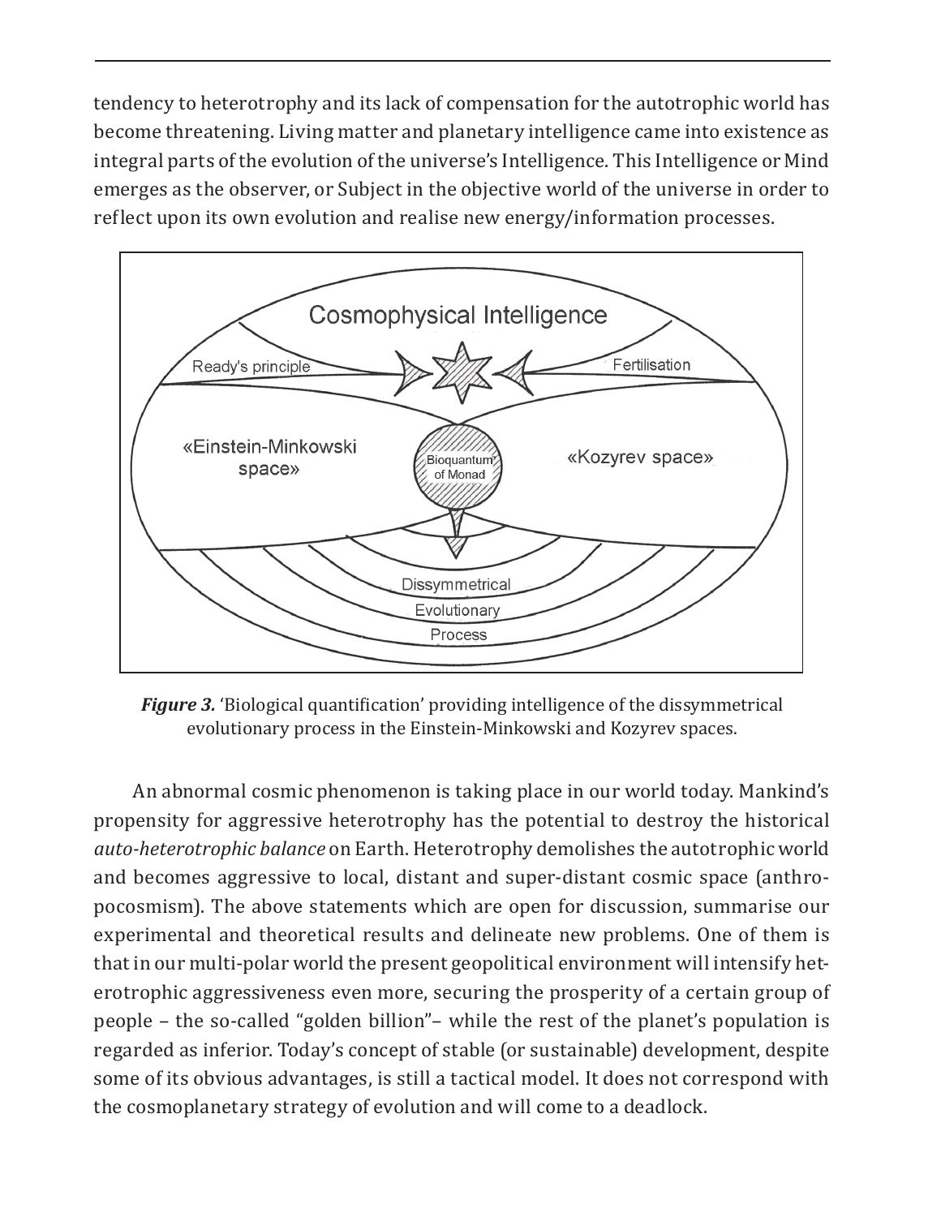tendency to heterotrophy and its lack of compensation for the autotrophic world has become threatening. Living matter and planetary intelligence came into existence as integral parts of the evolution of the universe's Intelligence. This Intelligence or Mind emerges as the observer, or Subject in the objective world of the universe in order to reflect upon its own evolution and realise new energy/information processes.

***Figure 3.*** 'Biological quantification' providing intelligence of the dissymmetrical evolutionary process in the Einstein-Minkowski and Kozyrev spaces.

An abnormal cosmic phenomenon is taking place in our world today. Mankind's propensity for aggressive heterotrophy has the potential to destroy the historical *auto-heterotrophic balance* on Earth. Heterotrophy demolishes the autotrophic world and becomes aggressive to local, distant and super-distant cosmic space (anthropocosmism). The above statements which are open for discussion, summarise our experimental and theoretical results and delineate new problems. One of them is that in our multi-polar world the present geopolitical environment will intensify heterotrophic aggressiveness even more, securing the prosperity of a certain group of people – the so-called "golden billion"– while the rest of the planet's population is regarded as inferior. Today's concept of stable (or sustainable) development, despite some of its obvious advantages, is still a tactical model. It does not correspond with the cosmoplanetary strategy of evolution and will come to a deadlock.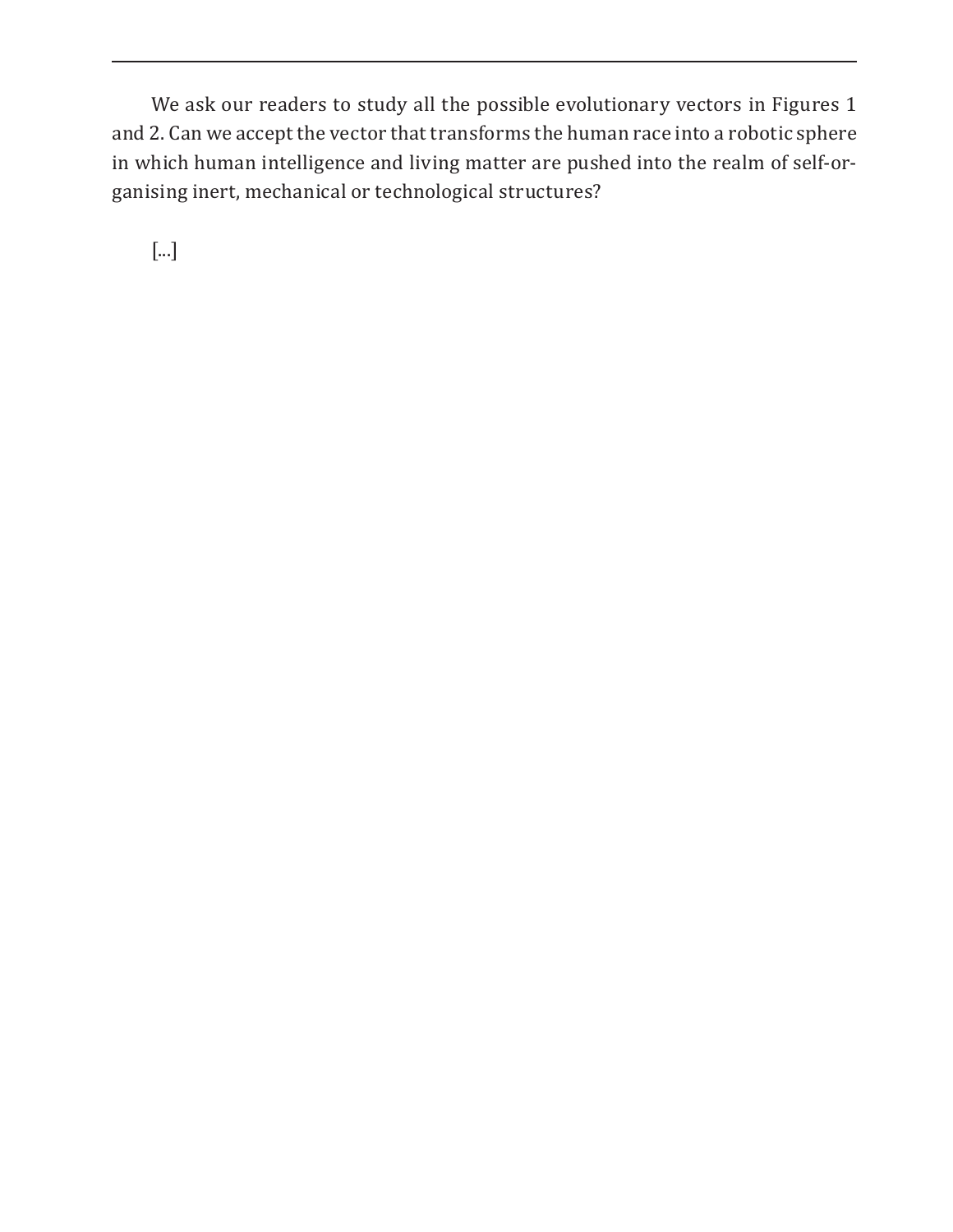We ask our readers to study all the possible evolutionary vectors in Figures 1 and 2. Can we accept the vector that transforms the human race into a robotic sphere in which human intelligence and living matter are pushed into the realm of self-organising inert, mechanical or technological structures?

[...]